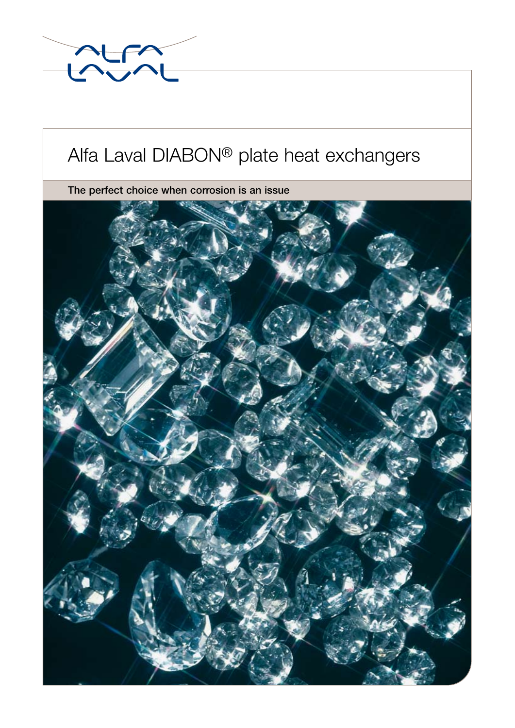# Alfa Laval DIABON® plate heat exchangers

**The perfect choice when corrosion is an issue**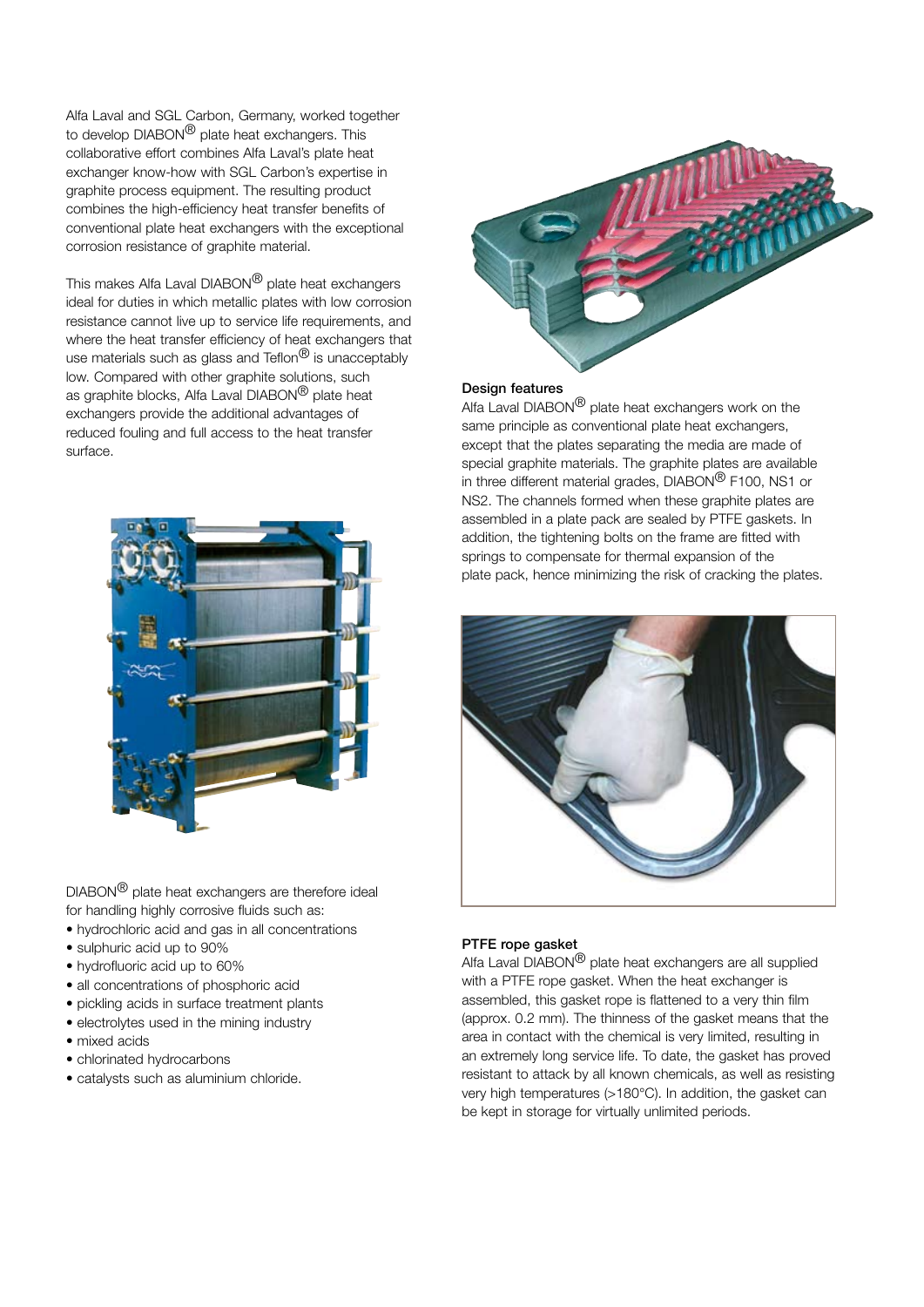Alfa Laval and SGL Carbon, Germany, worked together to develop DIABON® plate heat exchangers. This collaborative effort combines Alfa Laval's plate heat exchanger know-how with SGL Carbon's expertise in graphite process equipment. The resulting product combines the high-efficiency heat transfer benefits of conventional plate heat exchangers with the exceptional corrosion resistance of graphite material.

This makes Alfa Laval DIABON® plate heat exchangers ideal for duties in which metallic plates with low corrosion resistance cannot live up to service life requirements, and where the heat transfer efficiency of heat exchangers that use materials such as glass and Teflon® is unacceptably low. Compared with other graphite solutions, such as graphite blocks, Alfa Laval DIABON® plate heat exchangers provide the additional advantages of reduced fouling and full access to the heat transfer surface.

DIABON® plate heat exchangers are therefore ideal for handling highly corrosive fluids such as:

- hydrochloric acid and gas in all concentrations
- sulphuric acid up to 90%
- hydrofluoric acid up to 60%
- all concentrations of phosphoric acid
- pickling acids in surface treatment plants
- electrolytes used in the mining industry
- mixed acids
- chlorinated hydrocarbons
- catalysts such as aluminium chloride.

**Design features**

Alfa Laval DIABON® plate heat exchangers work on the same principle as conventional plate heat exchangers, except that the plates separating the media are made of special graphite materials. The graphite plates are available in three different material grades, DIABON® F100, NS1 or NS2. The channels formed when these graphite plates are assembled in a plate pack are sealed by PTFE gaskets. In addition, the tightening bolts on the frame are fitted with springs to compensate for thermal expansion of the plate pack, hence minimizing the risk of cracking the plates.

**PTFE rope gasket**

Alfa Laval DIABON® plate heat exchangers are all supplied with a PTFE rope gasket. When the heat exchanger is assembled, this gasket rope is flattened to a very thin film (approx. 0.2 mm). The thinness of the gasket means that the area in contact with the chemical is very limited, resulting in an extremely long service life. To date, the gasket has proved resistant to attack by all known chemicals, as well as resisting very high temperatures (>180°C). In addition, the gasket can be kept in storage for virtually unlimited periods.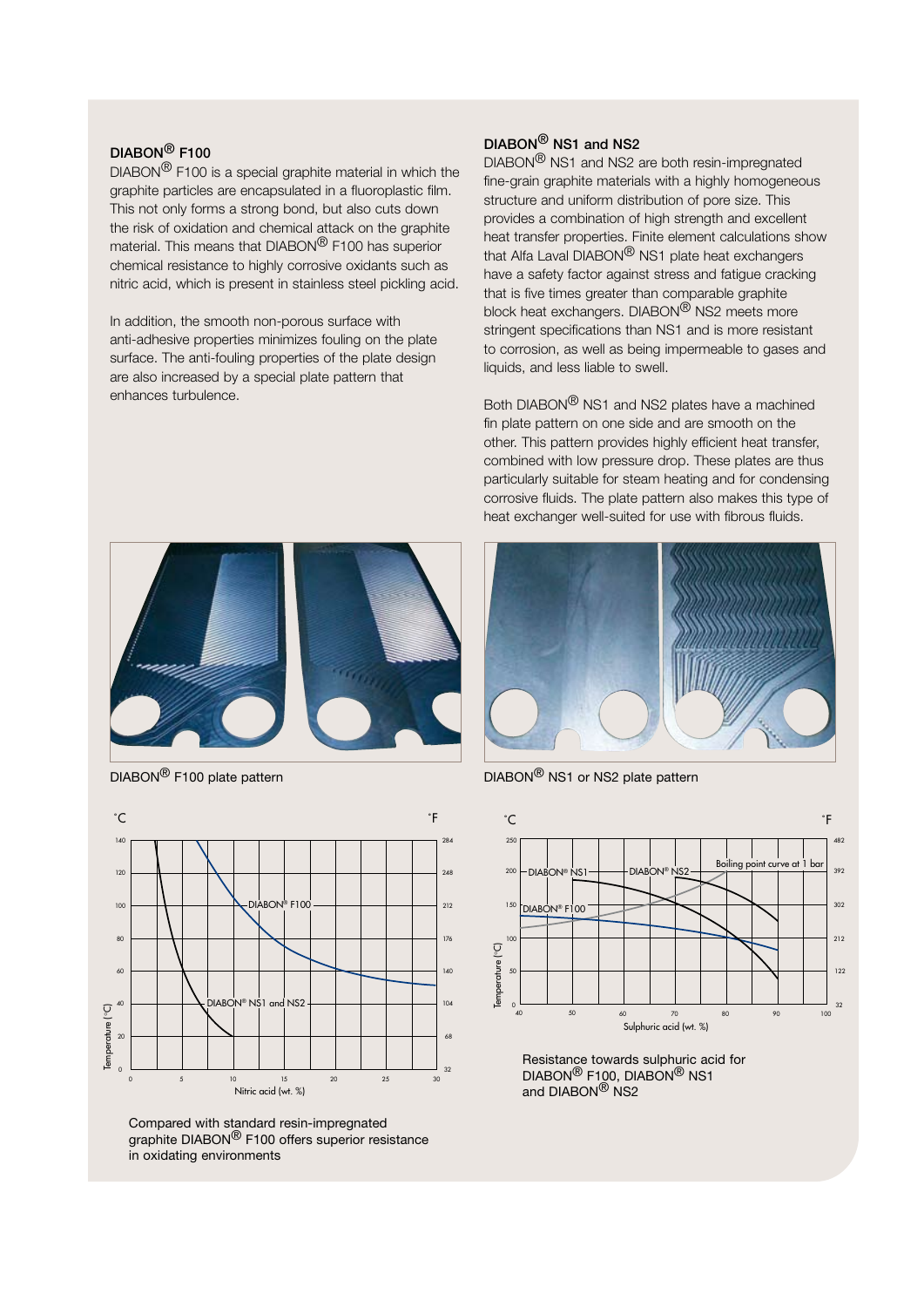## DIABON® F100

DIABON® F100 is a special graphite material in which the graphite particles are encapsulated in a fluoroplastic film. This not only forms a strong bond, but also cuts down the risk of oxidation and chemical attack on the graphite material. This means that DIABON® F100 has superior chemical resistance to highly corrosive oxidants such as nitric acid, which is present in stainless steel pickling acid.

In addition, the smooth non-porous surface with anti-adhesive properties minimizes fouling on the plate surface. The anti-fouling properties of the plate design are also increased by a special plate pattern that enhances turbulence.

## DIABON® NS1 and NS2

DIABON® NS1 and NS2 are both resin-impregnated fine-grain graphite materials with a highly homogeneous structure and uniform distribution of pore size. This provides a combination of high strength and excellent heat transfer properties. Finite element calculations show that Alfa Laval DIABON® NS1 plate heat exchangers have a safety factor against stress and fatigue cracking that is five times greater than comparable graphite block heat exchangers. DIABON® NS2 meets more stringent specifications than NS1 and is more resistant to corrosion, as well as being impermeable to gases and liquids, and less liable to swell.

Both DIABON® NS1 and NS2 plates have a machined fin plate pattern on one side and are smooth on the other. This pattern provides highly efficient heat transfer, combined with low pressure drop. These plates are thus particularly suitable for steam heating and for condensing corrosive fluids. The plate pattern also makes this type of heat exchanger well-suited for use with fibrous fluids.

DIABON® F100 plate pattern

DIABON® NS1 or NS2 plate pattern

Compared with standard resin-impregnated graphite DIABON® F100 offers superior resistance in oxidating environments

Resistance towards sulphuric acid for DIABON® F100, DIABON® NS1 and DIABON® NS2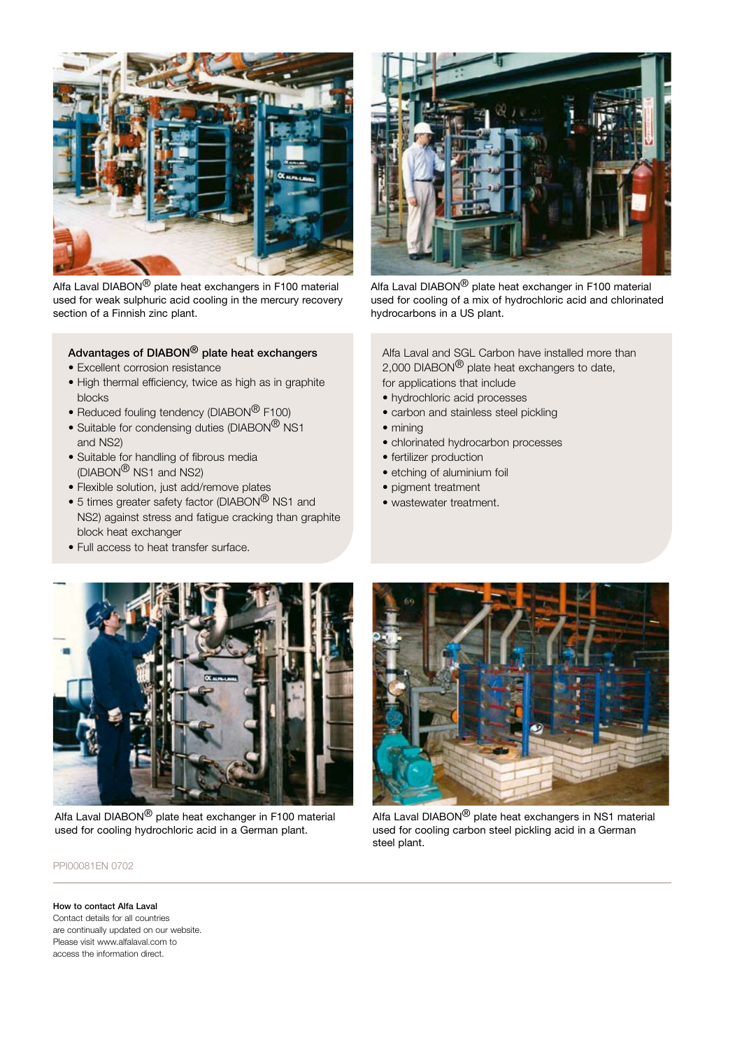Alfa Laval DIABON® plate heat exchangers in F100 material used for weak sulphuric acid cooling in the mercury recovery section of a Finnish zinc plant.

Alfa Laval DIABON® plate heat exchanger in F100 material used for cooling of a mix of hydrochloric acid and chlorinated hydrocarbons in a US plant.

**Advantages of DIABON® plate heat exchangers**

- Excellent corrosion resistance
- High thermal efficiency, twice as high as in graphite blocks
- Reduced fouling tendency (DIABON® F100)
- Suitable for condensing duties (DIABON® NS1 and NS2)
- Suitable for handling of fibrous media (DIABON® NS1 and NS2)
- Flexible solution, just add/remove plates
- 5 times greater safety factor (DIABON® NS1 and NS2) against stress and fatigue cracking than graphite block heat exchanger
- Full access to heat transfer surface.

Alfa Laval and SGL Carbon have installed more than 2,000 DIABON® plate heat exchangers to date, for applications that include

- hydrochloric acid processes
- carbon and stainless steel pickling
- mining
- chlorinated hydrocarbon processes
- fertilizer production
- etching of aluminium foil
- pigment treatment
- wastewater treatment.

Alfa Laval DIABON® plate heat exchanger in F100 material used for cooling hydrochloric acid in a German plant.

Alfa Laval DIABON® plate heat exchangers in NS1 material used for cooling carbon steel pickling acid in a German steel plant.

PPI00081EN 0702

**How to contact Alfa Laval**
Contact details for all countries are continually updated on our website. Please visit www.alfalaval.com to access the information direct.